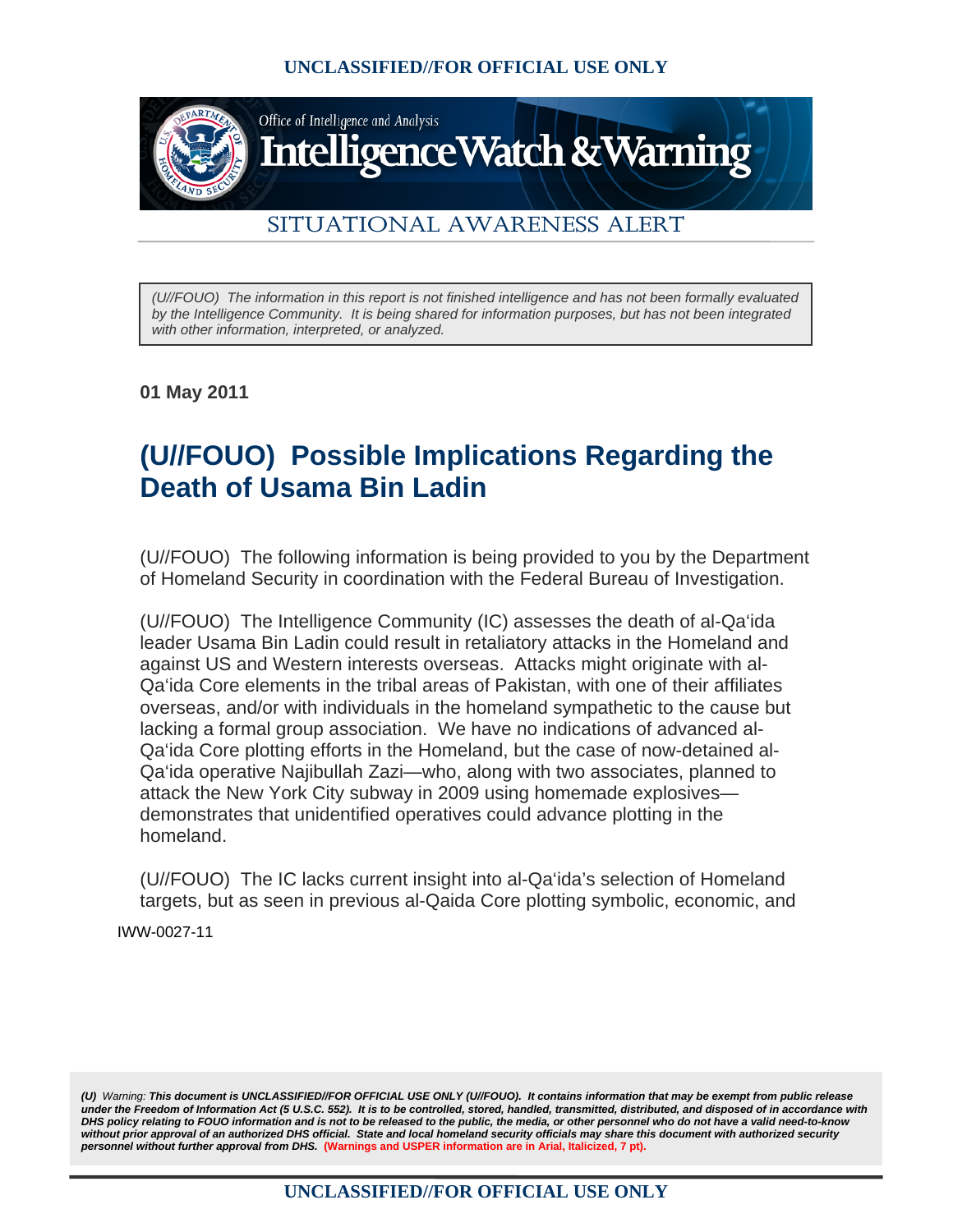Office of Intelligence and Analysis

# Intelligence Watch & Warning

## SITUATIONAL AWARENESS ALERT

*(U//FOUO) The information in this report is not finished intelligence and has not been formally evaluated by the Intelligence Community. It is being shared for information purposes, but has not been integrated with other information, interpreted, or analyzed.*

**01 May 2011**

# (U//FOUO) Possible Implications Regarding the Death of Usama Bin Ladin

(U//FOUO) The following information is being provided to you by the Department of Homeland Security in coordination with the Federal Bureau of Investigation.

(U//FOUO) The Intelligence Community (IC) assesses the death of al-Qa'ida leader Usama Bin Ladin could result in retaliatory attacks in the Homeland and against US and Western interests overseas. Attacks might originate with al-Qa'ida Core elements in the tribal areas of Pakistan, with one of their affiliates overseas, and/or with individuals in the homeland sympathetic to the cause but lacking a formal group association. We have no indications of advanced al-Qa'ida Core plotting efforts in the Homeland, but the case of now-detained al-Qa'ida operative Najibullah Zazi—who, along with two associates, planned to attack the New York City subway in 2009 using homemade explosives—demonstrates that unidentified operatives could advance plotting in the homeland.

(U//FOUO) The IC lacks current insight into al-Qa'ida's selection of Homeland targets, but as seen in previous al-Qaida Core plotting symbolic, economic, and

IWW-0027-11

***(U)** Warning: This document is UNCLASSIFIED//FOR OFFICIAL USE ONLY (U//FOUO). It contains information that may be exempt from public release under the Freedom of Information Act (5 U.S.C. 552). It is to be controlled, stored, handled, transmitted, distributed, and disposed of in accordance with DHS policy relating to FOUO information and is not to be released to the public, the media, or other personnel who do not have a valid need-to-know without prior approval of an authorized DHS official. State and local homeland security officials may share this document with authorized security personnel without further approval from DHS. (Warnings and USPER information are in Arial, Italicized, 7 pt).*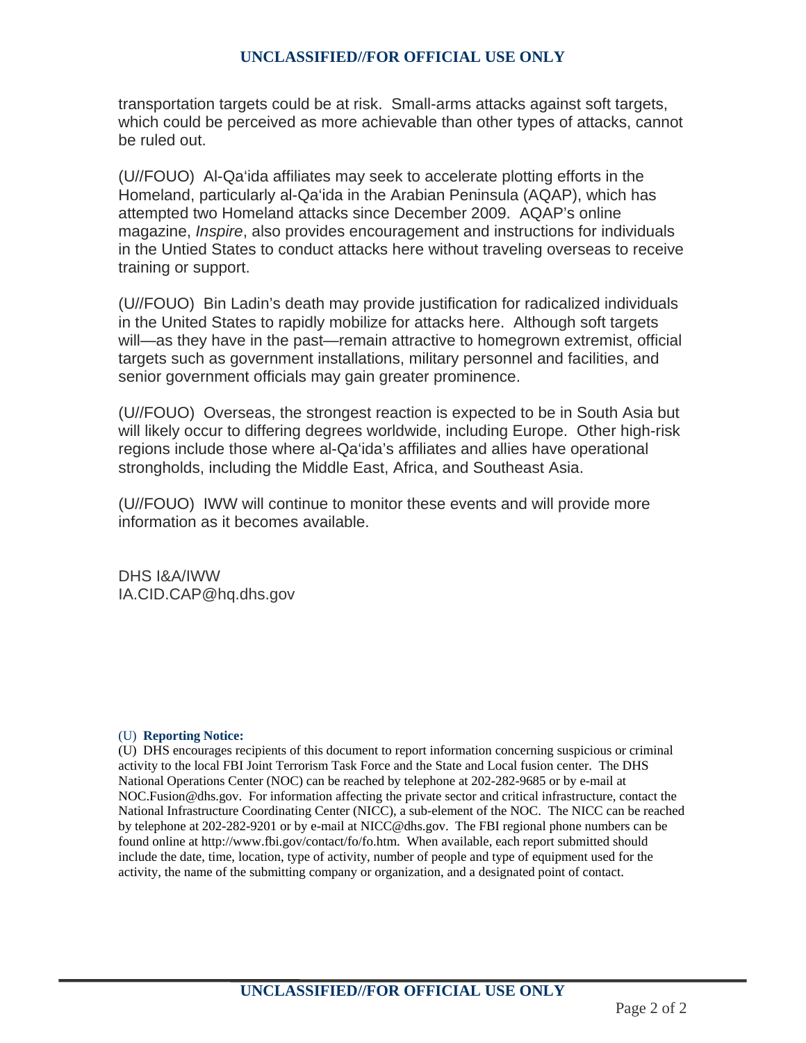transportation targets could be at risk. Small-arms attacks against soft targets, which could be perceived as more achievable than other types of attacks, cannot be ruled out.

(U//FOUO) Al-Qa'ida affiliates may seek to accelerate plotting efforts in the Homeland, particularly al-Qa'ida in the Arabian Peninsula (AQAP), which has attempted two Homeland attacks since December 2009. AQAP's online magazine, *Inspire*, also provides encouragement and instructions for individuals in the Untied States to conduct attacks here without traveling overseas to receive training or support.

(U//FOUO) Bin Ladin's death may provide justification for radicalized individuals in the United States to rapidly mobilize for attacks here. Although soft targets will—as they have in the past—remain attractive to homegrown extremist, official targets such as government installations, military personnel and facilities, and senior government officials may gain greater prominence.

(U//FOUO) Overseas, the strongest reaction is expected to be in South Asia but will likely occur to differing degrees worldwide, including Europe. Other high-risk regions include those where al-Qa'ida's affiliates and allies have operational strongholds, including the Middle East, Africa, and Southeast Asia.

(U//FOUO) IWW will continue to monitor these events and will provide more information as it becomes available.

DHS I&A/IWW
IA.CID.CAP@hq.dhs.gov

(U) **Reporting Notice:**

(U) DHS encourages recipients of this document to report information concerning suspicious or criminal activity to the local FBI Joint Terrorism Task Force and the State and Local fusion center. The DHS National Operations Center (NOC) can be reached by telephone at 202-282-9685 or by e-mail at NOC.Fusion@dhs.gov. For information affecting the private sector and critical infrastructure, contact the National Infrastructure Coordinating Center (NICC), a sub-element of the NOC. The NICC can be reached by telephone at 202-282-9201 or by e-mail at NICC@dhs.gov. The FBI regional phone numbers can be found online at http://www.fbi.gov/contact/fo/fo.htm. When available, each report submitted should include the date, time, location, type of activity, number of people and type of equipment used for the activity, the name of the submitting company or organization, and a designated point of contact.